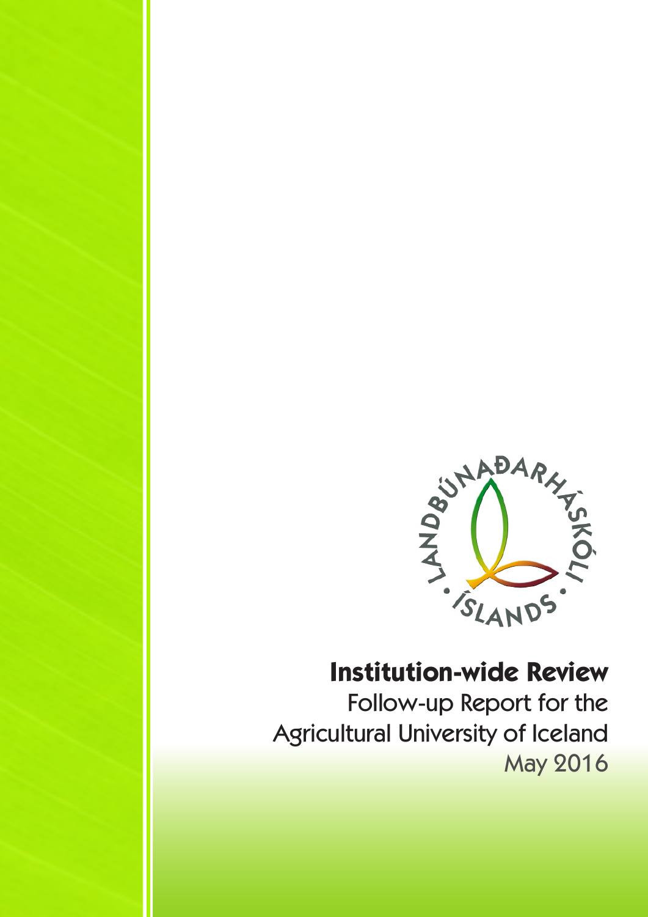LANDBÚNAÐARHÁSKÓLI ÍSLANDS

# Institution-wide Review

Follow-up Report for the Agricultural University of Iceland

May 2016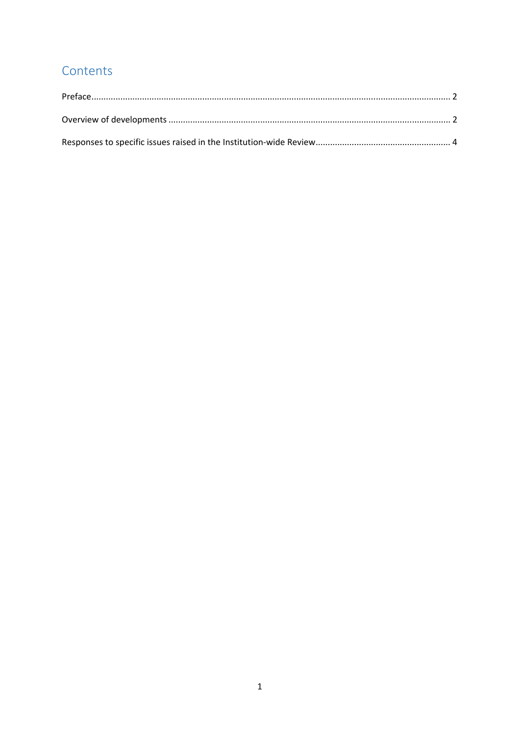# Contents

Preface........................................................................................................................................... 2

Overview of developments ............................................................................................................ 2

Responses to specific issues raised in the Institution-wide Review.............................................. 4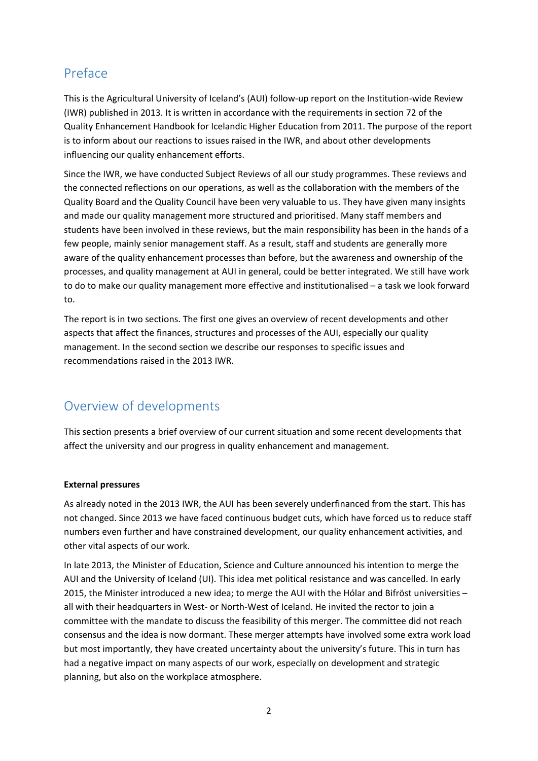## Preface

This is the Agricultural University of Iceland's (AUI) follow-up report on the Institution-wide Review (IWR) published in 2013. It is written in accordance with the requirements in section 72 of the Quality Enhancement Handbook for Icelandic Higher Education from 2011. The purpose of the report is to inform about our reactions to issues raised in the IWR, and about other developments influencing our quality enhancement efforts.

Since the IWR, we have conducted Subject Reviews of all our study programmes. These reviews and the connected reflections on our operations, as well as the collaboration with the members of the Quality Board and the Quality Council have been very valuable to us. They have given many insights and made our quality management more structured and prioritised. Many staff members and students have been involved in these reviews, but the main responsibility has been in the hands of a few people, mainly senior management staff. As a result, staff and students are generally more aware of the quality enhancement processes than before, but the awareness and ownership of the processes, and quality management at AUI in general, could be better integrated. We still have work to do to make our quality management more effective and institutionalised – a task we look forward to.

The report is in two sections. The first one gives an overview of recent developments and other aspects that affect the finances, structures and processes of the AUI, especially our quality management. In the second section we describe our responses to specific issues and recommendations raised in the 2013 IWR.

## Overview of developments

This section presents a brief overview of our current situation and some recent developments that affect the university and our progress in quality enhancement and management.

**External pressures**

As already noted in the 2013 IWR, the AUI has been severely underfinanced from the start. This has not changed. Since 2013 we have faced continuous budget cuts, which have forced us to reduce staff numbers even further and have constrained development, our quality enhancement activities, and other vital aspects of our work.

In late 2013, the Minister of Education, Science and Culture announced his intention to merge the AUI and the University of Iceland (UI). This idea met political resistance and was cancelled. In early 2015, the Minister introduced a new idea; to merge the AUI with the Hólar and Bifröst universities – all with their headquarters in West- or North-West of Iceland. He invited the rector to join a committee with the mandate to discuss the feasibility of this merger. The committee did not reach consensus and the idea is now dormant. These merger attempts have involved some extra work load but most importantly, they have created uncertainty about the university's future. This in turn has had a negative impact on many aspects of our work, especially on development and strategic planning, but also on the workplace atmosphere.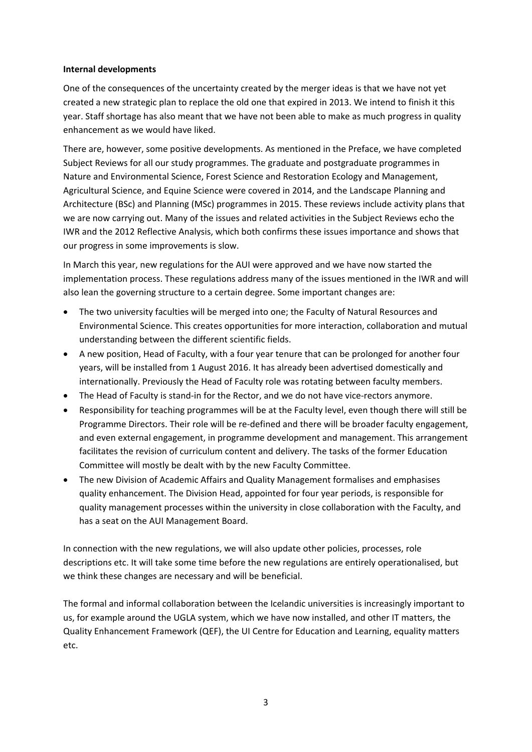**Internal developments**

One of the consequences of the uncertainty created by the merger ideas is that we have not yet created a new strategic plan to replace the old one that expired in 2013. We intend to finish it this year. Staff shortage has also meant that we have not been able to make as much progress in quality enhancement as we would have liked.

There are, however, some positive developments. As mentioned in the Preface, we have completed Subject Reviews for all our study programmes. The graduate and postgraduate programmes in Nature and Environmental Science, Forest Science and Restoration Ecology and Management, Agricultural Science, and Equine Science were covered in 2014, and the Landscape Planning and Architecture (BSc) and Planning (MSc) programmes in 2015. These reviews include activity plans that we are now carrying out. Many of the issues and related activities in the Subject Reviews echo the IWR and the 2012 Reflective Analysis, which both confirms these issues importance and shows that our progress in some improvements is slow.

In March this year, new regulations for the AUI were approved and we have now started the implementation process. These regulations address many of the issues mentioned in the IWR and will also lean the governing structure to a certain degree. Some important changes are:

- The two university faculties will be merged into one; the Faculty of Natural Resources and Environmental Science. This creates opportunities for more interaction, collaboration and mutual understanding between the different scientific fields.
- A new position, Head of Faculty, with a four year tenure that can be prolonged for another four years, will be installed from 1 August 2016. It has already been advertised domestically and internationally. Previously the Head of Faculty role was rotating between faculty members.
- The Head of Faculty is stand-in for the Rector, and we do not have vice-rectors anymore.
- Responsibility for teaching programmes will be at the Faculty level, even though there will still be Programme Directors. Their role will be re-defined and there will be broader faculty engagement, and even external engagement, in programme development and management. This arrangement facilitates the revision of curriculum content and delivery. The tasks of the former Education Committee will mostly be dealt with by the new Faculty Committee.
- The new Division of Academic Affairs and Quality Management formalises and emphasises quality enhancement. The Division Head, appointed for four year periods, is responsible for quality management processes within the university in close collaboration with the Faculty, and has a seat on the AUI Management Board.

In connection with the new regulations, we will also update other policies, processes, role descriptions etc. It will take some time before the new regulations are entirely operationalised, but we think these changes are necessary and will be beneficial.

The formal and informal collaboration between the Icelandic universities is increasingly important to us, for example around the UGLA system, which we have now installed, and other IT matters, the Quality Enhancement Framework (QEF), the UI Centre for Education and Learning, equality matters etc.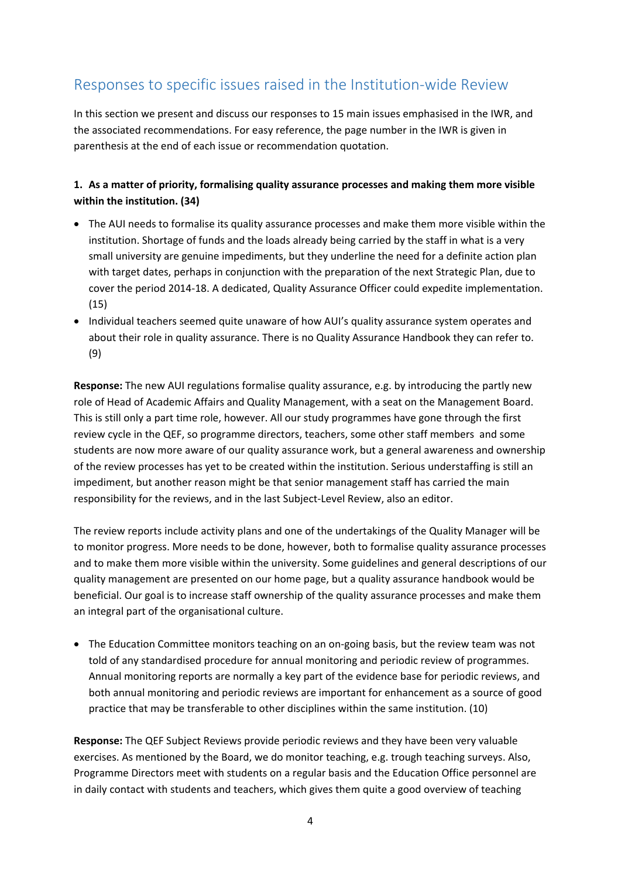## Responses to specific issues raised in the Institution-wide Review

In this section we present and discuss our responses to 15 main issues emphasised in the IWR, and the associated recommendations. For easy reference, the page number in the IWR is given in parenthesis at the end of each issue or recommendation quotation.

**1. As a matter of priority, formalising quality assurance processes and making them more visible within the institution. (34)**

- The AUI needs to formalise its quality assurance processes and make them more visible within the institution. Shortage of funds and the loads already being carried by the staff in what is a very small university are genuine impediments, but they underline the need for a definite action plan with target dates, perhaps in conjunction with the preparation of the next Strategic Plan, due to cover the period 2014-18. A dedicated, Quality Assurance Officer could expedite implementation. (15)
- Individual teachers seemed quite unaware of how AUI's quality assurance system operates and about their role in quality assurance. There is no Quality Assurance Handbook they can refer to. (9)

**Response:** The new AUI regulations formalise quality assurance, e.g. by introducing the partly new role of Head of Academic Affairs and Quality Management, with a seat on the Management Board. This is still only a part time role, however. All our study programmes have gone through the first review cycle in the QEF, so programme directors, teachers, some other staff members and some students are now more aware of our quality assurance work, but a general awareness and ownership of the review processes has yet to be created within the institution. Serious understaffing is still an impediment, but another reason might be that senior management staff has carried the main responsibility for the reviews, and in the last Subject-Level Review, also an editor.

The review reports include activity plans and one of the undertakings of the Quality Manager will be to monitor progress. More needs to be done, however, both to formalise quality assurance processes and to make them more visible within the university. Some guidelines and general descriptions of our quality management are presented on our home page, but a quality assurance handbook would be beneficial. Our goal is to increase staff ownership of the quality assurance processes and make them an integral part of the organisational culture.

- The Education Committee monitors teaching on an on-going basis, but the review team was not told of any standardised procedure for annual monitoring and periodic review of programmes. Annual monitoring reports are normally a key part of the evidence base for periodic reviews, and both annual monitoring and periodic reviews are important for enhancement as a source of good practice that may be transferable to other disciplines within the same institution. (10)

**Response:** The QEF Subject Reviews provide periodic reviews and they have been very valuable exercises. As mentioned by the Board, we do monitor teaching, e.g. trough teaching surveys. Also, Programme Directors meet with students on a regular basis and the Education Office personnel are in daily contact with students and teachers, which gives them quite a good overview of teaching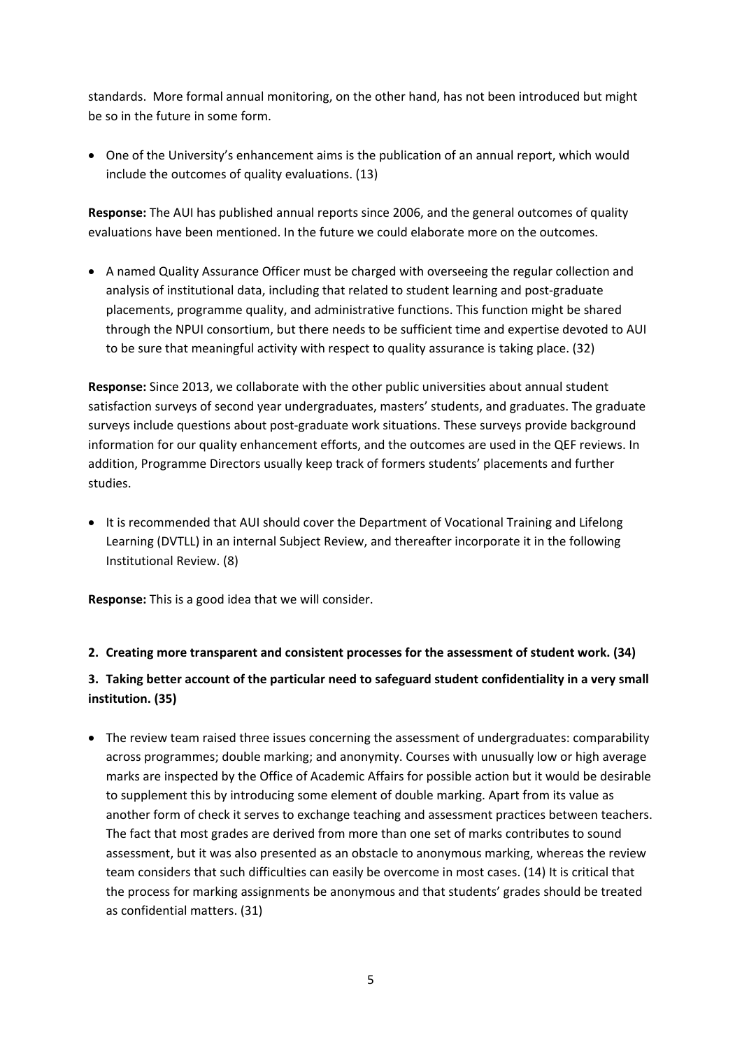standards. More formal annual monitoring, on the other hand, has not been introduced but might be so in the future in some form.

- One of the University's enhancement aims is the publication of an annual report, which would include the outcomes of quality evaluations. (13)

**Response:** The AUI has published annual reports since 2006, and the general outcomes of quality evaluations have been mentioned. In the future we could elaborate more on the outcomes.

- A named Quality Assurance Officer must be charged with overseeing the regular collection and analysis of institutional data, including that related to student learning and post-graduate placements, programme quality, and administrative functions. This function might be shared through the NPUI consortium, but there needs to be sufficient time and expertise devoted to AUI to be sure that meaningful activity with respect to quality assurance is taking place. (32)

**Response:** Since 2013, we collaborate with the other public universities about annual student satisfaction surveys of second year undergraduates, masters' students, and graduates. The graduate surveys include questions about post-graduate work situations. These surveys provide background information for our quality enhancement efforts, and the outcomes are used in the QEF reviews. In addition, Programme Directors usually keep track of formers students' placements and further studies.

- It is recommended that AUI should cover the Department of Vocational Training and Lifelong Learning (DVTLL) in an internal Subject Review, and thereafter incorporate it in the following Institutional Review. (8)

**Response:** This is a good idea that we will consider.

**2. Creating more transparent and consistent processes for the assessment of student work. (34)**

**3. Taking better account of the particular need to safeguard student confidentiality in a very small institution. (35)**

- The review team raised three issues concerning the assessment of undergraduates: comparability across programmes; double marking; and anonymity. Courses with unusually low or high average marks are inspected by the Office of Academic Affairs for possible action but it would be desirable to supplement this by introducing some element of double marking. Apart from its value as another form of check it serves to exchange teaching and assessment practices between teachers. The fact that most grades are derived from more than one set of marks contributes to sound assessment, but it was also presented as an obstacle to anonymous marking, whereas the review team considers that such difficulties can easily be overcome in most cases. (14) It is critical that the process for marking assignments be anonymous and that students' grades should be treated as confidential matters. (31)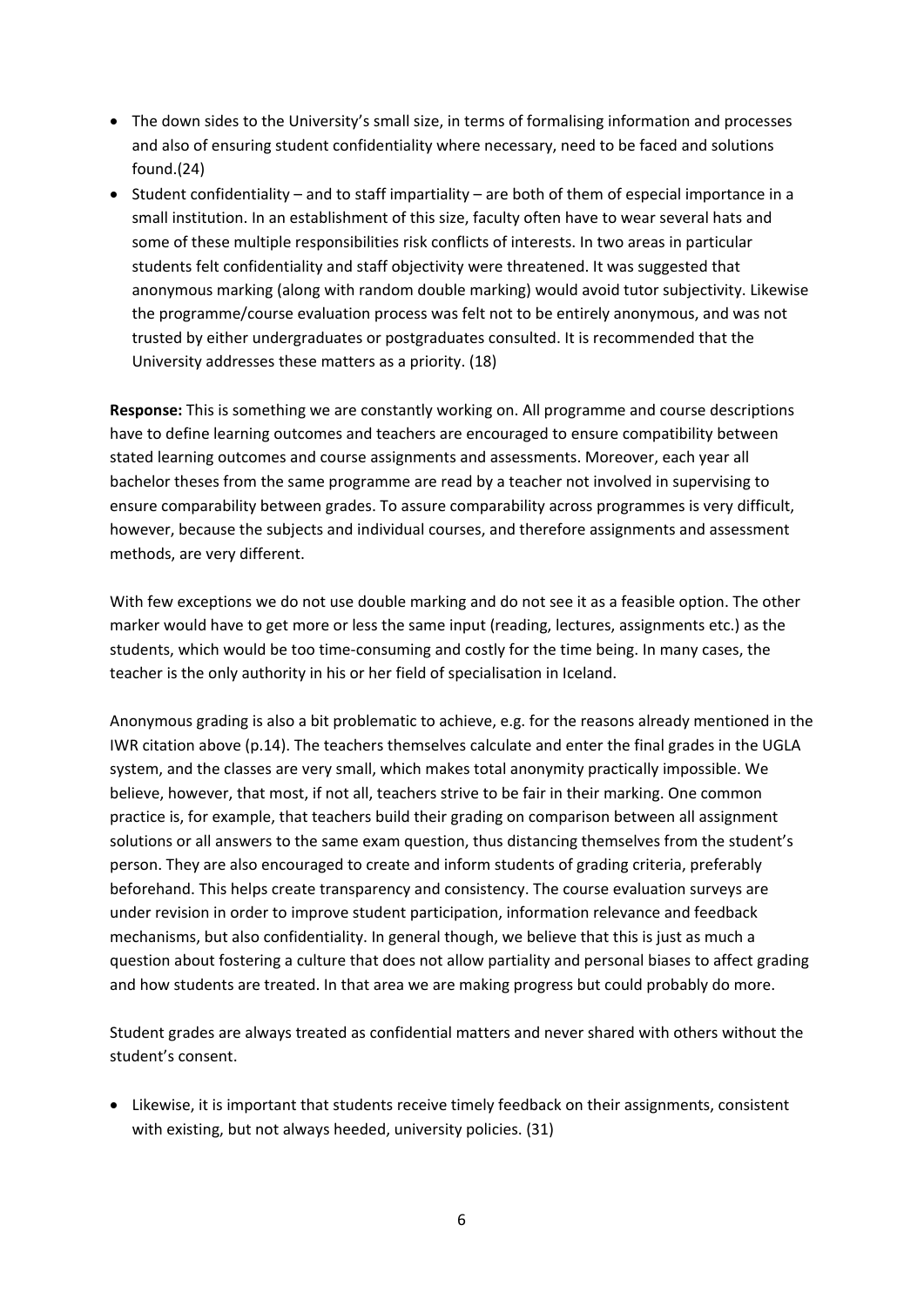- The down sides to the University's small size, in terms of formalising information and processes and also of ensuring student confidentiality where necessary, need to be faced and solutions found.(24)
- Student confidentiality – and to staff impartiality – are both of them of especial importance in a small institution. In an establishment of this size, faculty often have to wear several hats and some of these multiple responsibilities risk conflicts of interests. In two areas in particular students felt confidentiality and staff objectivity were threatened. It was suggested that anonymous marking (along with random double marking) would avoid tutor subjectivity. Likewise the programme/course evaluation process was felt not to be entirely anonymous, and was not trusted by either undergraduates or postgraduates consulted. It is recommended that the University addresses these matters as a priority. (18)

**Response:** This is something we are constantly working on. All programme and course descriptions have to define learning outcomes and teachers are encouraged to ensure compatibility between stated learning outcomes and course assignments and assessments. Moreover, each year all bachelor theses from the same programme are read by a teacher not involved in supervising to ensure comparability between grades. To assure comparability across programmes is very difficult, however, because the subjects and individual courses, and therefore assignments and assessment methods, are very different.

With few exceptions we do not use double marking and do not see it as a feasible option. The other marker would have to get more or less the same input (reading, lectures, assignments etc.) as the students, which would be too time-consuming and costly for the time being. In many cases, the teacher is the only authority in his or her field of specialisation in Iceland.

Anonymous grading is also a bit problematic to achieve, e.g. for the reasons already mentioned in the IWR citation above (p.14). The teachers themselves calculate and enter the final grades in the UGLA system, and the classes are very small, which makes total anonymity practically impossible. We believe, however, that most, if not all, teachers strive to be fair in their marking. One common practice is, for example, that teachers build their grading on comparison between all assignment solutions or all answers to the same exam question, thus distancing themselves from the student's person. They are also encouraged to create and inform students of grading criteria, preferably beforehand. This helps create transparency and consistency. The course evaluation surveys are under revision in order to improve student participation, information relevance and feedback mechanisms, but also confidentiality. In general though, we believe that this is just as much a question about fostering a culture that does not allow partiality and personal biases to affect grading and how students are treated. In that area we are making progress but could probably do more.

Student grades are always treated as confidential matters and never shared with others without the student's consent.

- Likewise, it is important that students receive timely feedback on their assignments, consistent with existing, but not always heeded, university policies. (31)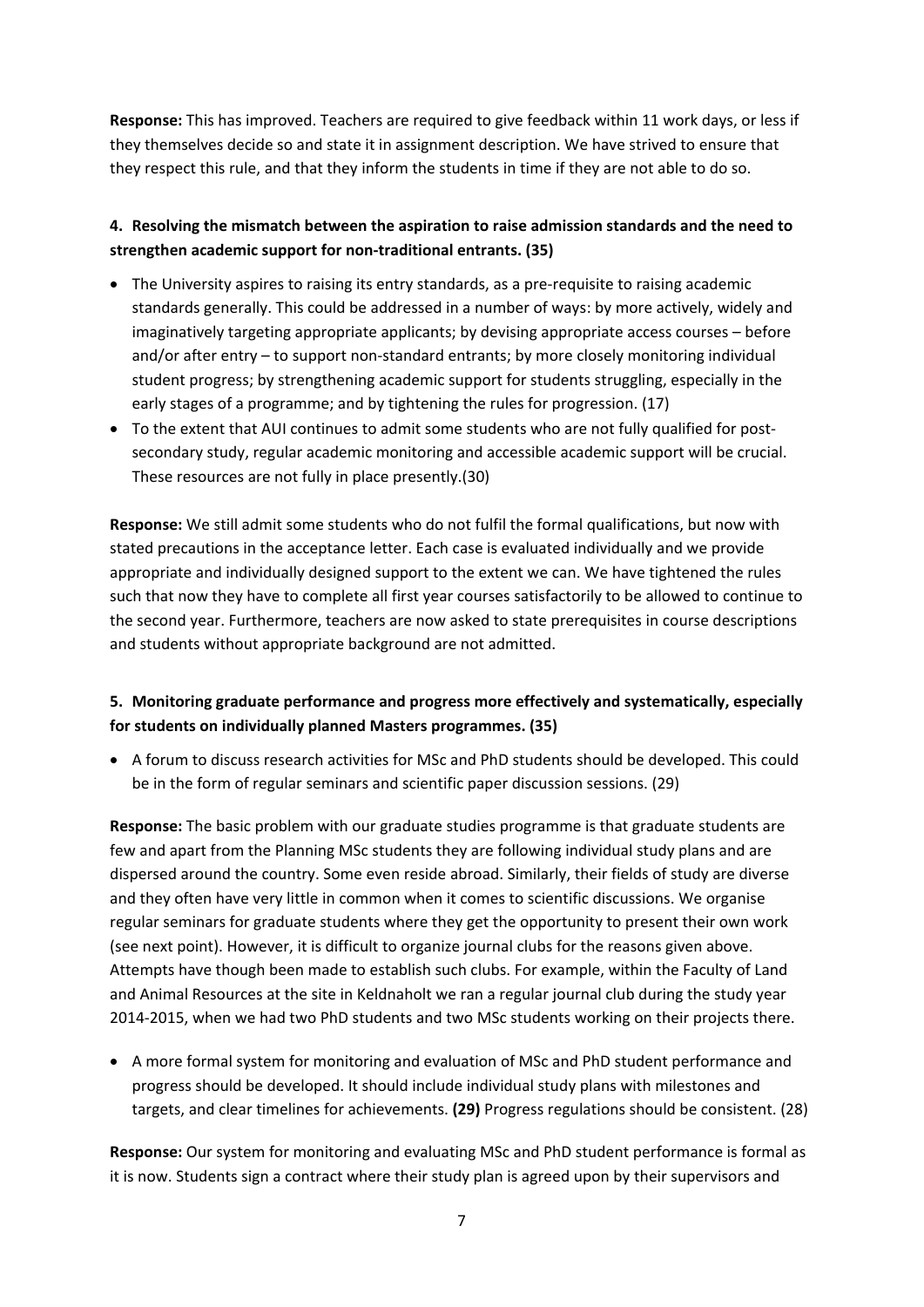**Response:** This has improved. Teachers are required to give feedback within 11 work days, or less if they themselves decide so and state it in assignment description. We have strived to ensure that they respect this rule, and that they inform the students in time if they are not able to do so.

### 4. Resolving the mismatch between the aspiration to raise admission standards and the need to strengthen academic support for non-traditional entrants. (35)

- The University aspires to raising its entry standards, as a pre-requisite to raising academic standards generally. This could be addressed in a number of ways: by more actively, widely and imaginatively targeting appropriate applicants; by devising appropriate access courses – before and/or after entry – to support non-standard entrants; by more closely monitoring individual student progress; by strengthening academic support for students struggling, especially in the early stages of a programme; and by tightening the rules for progression. (17)
- To the extent that AUI continues to admit some students who are not fully qualified for post-secondary study, regular academic monitoring and accessible academic support will be crucial. These resources are not fully in place presently.(30)

**Response:** We still admit some students who do not fulfil the formal qualifications, but now with stated precautions in the acceptance letter. Each case is evaluated individually and we provide appropriate and individually designed support to the extent we can. We have tightened the rules such that now they have to complete all first year courses satisfactorily to be allowed to continue to the second year. Furthermore, teachers are now asked to state prerequisites in course descriptions and students without appropriate background are not admitted.

### 5. Monitoring graduate performance and progress more effectively and systematically, especially for students on individually planned Masters programmes. (35)

- A forum to discuss research activities for MSc and PhD students should be developed. This could be in the form of regular seminars and scientific paper discussion sessions. (29)

**Response:** The basic problem with our graduate studies programme is that graduate students are few and apart from the Planning MSc students they are following individual study plans and are dispersed around the country. Some even reside abroad. Similarly, their fields of study are diverse and they often have very little in common when it comes to scientific discussions. We organise regular seminars for graduate students where they get the opportunity to present their own work (see next point). However, it is difficult to organize journal clubs for the reasons given above. Attempts have though been made to establish such clubs. For example, within the Faculty of Land and Animal Resources at the site in Keldnaholt we ran a regular journal club during the study year 2014-2015, when we had two PhD students and two MSc students working on their projects there.

- A more formal system for monitoring and evaluation of MSc and PhD student performance and progress should be developed. It should include individual study plans with milestones and targets, and clear timelines for achievements. **(29)** Progress regulations should be consistent. (28)

**Response:** Our system for monitoring and evaluating MSc and PhD student performance is formal as it is now. Students sign a contract where their study plan is agreed upon by their supervisors and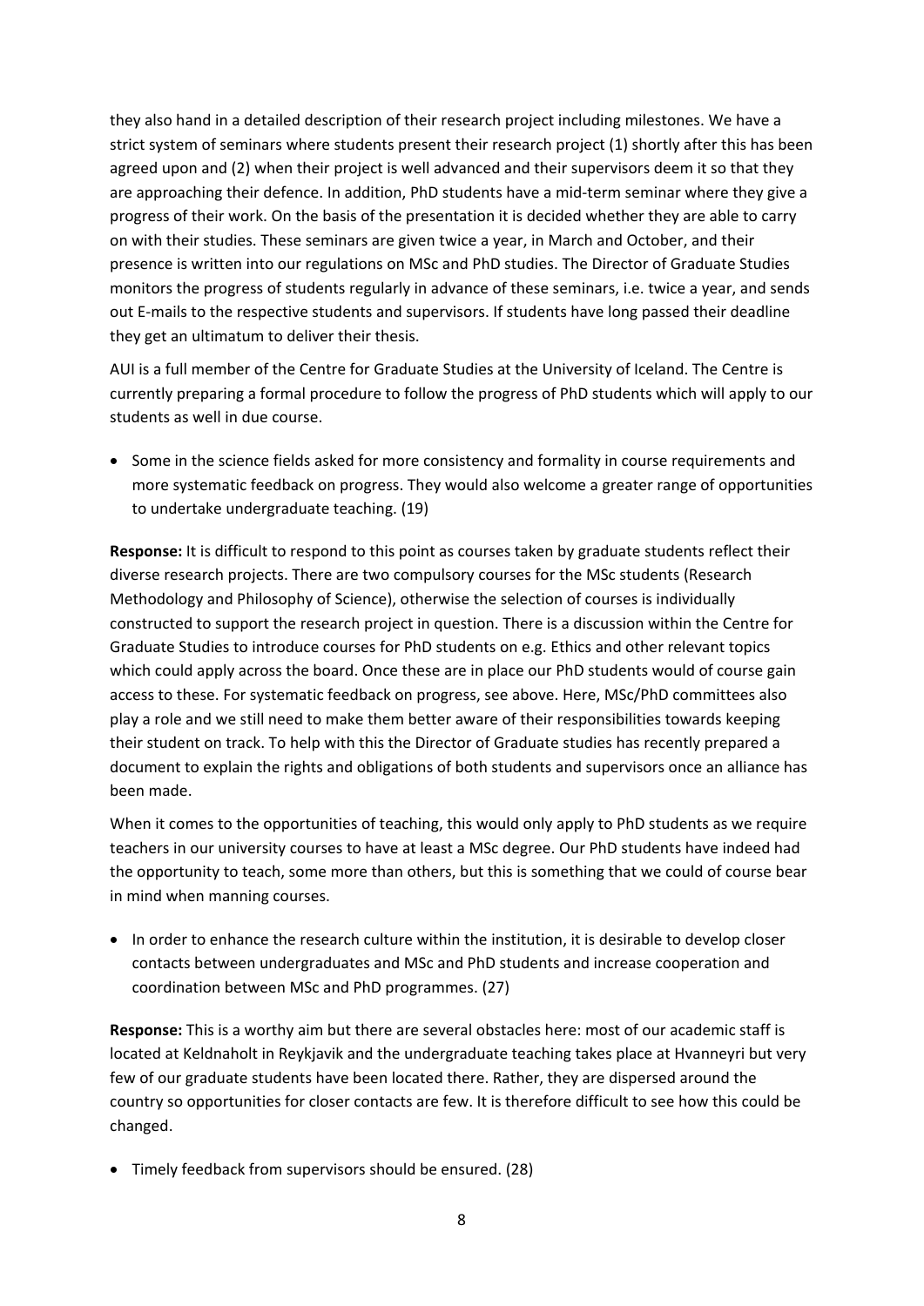they also hand in a detailed description of their research project including milestones. We have a strict system of seminars where students present their research project (1) shortly after this has been agreed upon and (2) when their project is well advanced and their supervisors deem it so that they are approaching their defence. In addition, PhD students have a mid-term seminar where they give a progress of their work. On the basis of the presentation it is decided whether they are able to carry on with their studies. These seminars are given twice a year, in March and October, and their presence is written into our regulations on MSc and PhD studies. The Director of Graduate Studies monitors the progress of students regularly in advance of these seminars, i.e. twice a year, and sends out E-mails to the respective students and supervisors. If students have long passed their deadline they get an ultimatum to deliver their thesis.

AUI is a full member of the Centre for Graduate Studies at the University of Iceland. The Centre is currently preparing a formal procedure to follow the progress of PhD students which will apply to our students as well in due course.

- Some in the science fields asked for more consistency and formality in course requirements and more systematic feedback on progress. They would also welcome a greater range of opportunities to undertake undergraduate teaching. (19)

**Response:** It is difficult to respond to this point as courses taken by graduate students reflect their diverse research projects. There are two compulsory courses for the MSc students (Research Methodology and Philosophy of Science), otherwise the selection of courses is individually constructed to support the research project in question. There is a discussion within the Centre for Graduate Studies to introduce courses for PhD students on e.g. Ethics and other relevant topics which could apply across the board. Once these are in place our PhD students would of course gain access to these. For systematic feedback on progress, see above. Here, MSc/PhD committees also play a role and we still need to make them better aware of their responsibilities towards keeping their student on track. To help with this the Director of Graduate studies has recently prepared a document to explain the rights and obligations of both students and supervisors once an alliance has been made.

When it comes to the opportunities of teaching, this would only apply to PhD students as we require teachers in our university courses to have at least a MSc degree. Our PhD students have indeed had the opportunity to teach, some more than others, but this is something that we could of course bear in mind when manning courses.

- In order to enhance the research culture within the institution, it is desirable to develop closer contacts between undergraduates and MSc and PhD students and increase cooperation and coordination between MSc and PhD programmes. (27)

**Response:** This is a worthy aim but there are several obstacles here: most of our academic staff is located at Keldnaholt in Reykjavik and the undergraduate teaching takes place at Hvanneyri but very few of our graduate students have been located there. Rather, they are dispersed around the country so opportunities for closer contacts are few. It is therefore difficult to see how this could be changed.

- Timely feedback from supervisors should be ensured. (28)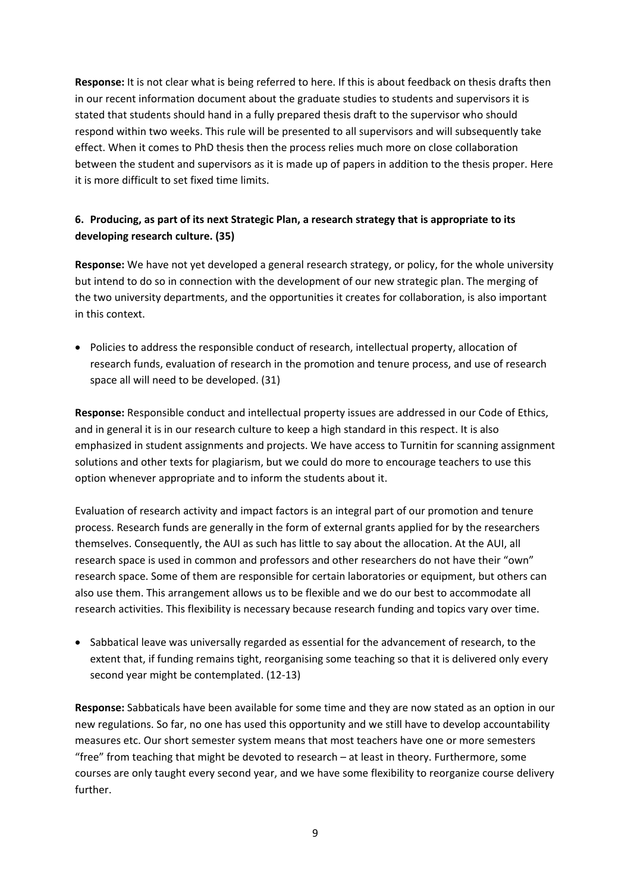**Response:** It is not clear what is being referred to here. If this is about feedback on thesis drafts then in our recent information document about the graduate studies to students and supervisors it is stated that students should hand in a fully prepared thesis draft to the supervisor who should respond within two weeks. This rule will be presented to all supervisors and will subsequently take effect. When it comes to PhD thesis then the process relies much more on close collaboration between the student and supervisors as it is made up of papers in addition to the thesis proper. Here it is more difficult to set fixed time limits.

**6. Producing, as part of its next Strategic Plan, a research strategy that is appropriate to its developing research culture. (35)**

**Response:** We have not yet developed a general research strategy, or policy, for the whole university but intend to do so in connection with the development of our new strategic plan. The merging of the two university departments, and the opportunities it creates for collaboration, is also important in this context.

- Policies to address the responsible conduct of research, intellectual property, allocation of research funds, evaluation of research in the promotion and tenure process, and use of research space all will need to be developed. (31)

**Response:** Responsible conduct and intellectual property issues are addressed in our Code of Ethics, and in general it is in our research culture to keep a high standard in this respect. It is also emphasized in student assignments and projects. We have access to Turnitin for scanning assignment solutions and other texts for plagiarism, but we could do more to encourage teachers to use this option whenever appropriate and to inform the students about it.

Evaluation of research activity and impact factors is an integral part of our promotion and tenure process. Research funds are generally in the form of external grants applied for by the researchers themselves. Consequently, the AUI as such has little to say about the allocation. At the AUI, all research space is used in common and professors and other researchers do not have their "own" research space. Some of them are responsible for certain laboratories or equipment, but others can also use them. This arrangement allows us to be flexible and we do our best to accommodate all research activities. This flexibility is necessary because research funding and topics vary over time.

- Sabbatical leave was universally regarded as essential for the advancement of research, to the extent that, if funding remains tight, reorganising some teaching so that it is delivered only every second year might be contemplated. (12-13)

**Response:** Sabbaticals have been available for some time and they are now stated as an option in our new regulations. So far, no one has used this opportunity and we still have to develop accountability measures etc. Our short semester system means that most teachers have one or more semesters "free" from teaching that might be devoted to research – at least in theory. Furthermore, some courses are only taught every second year, and we have some flexibility to reorganize course delivery further.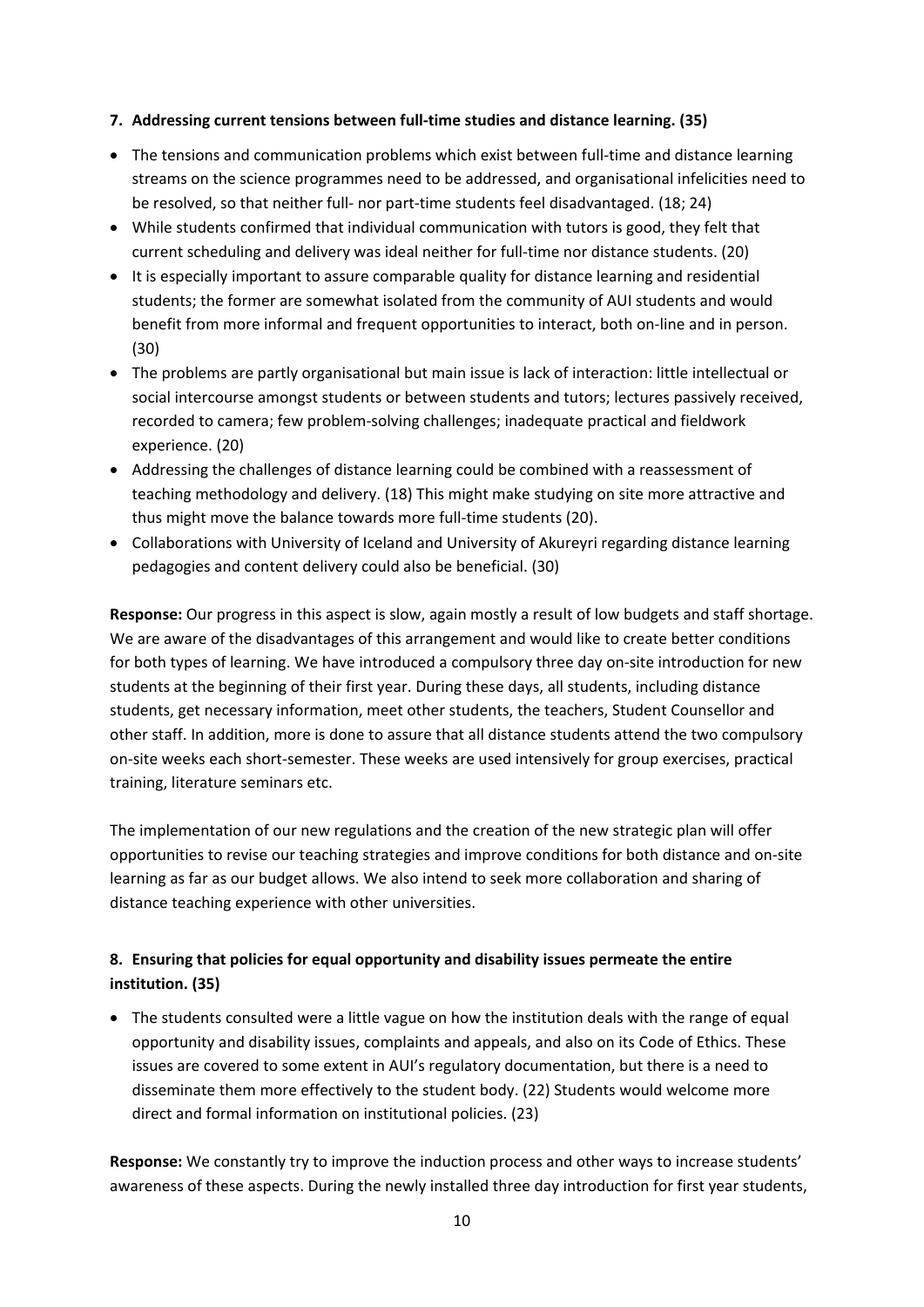### 7. Addressing current tensions between full-time studies and distance learning. (35)

- The tensions and communication problems which exist between full-time and distance learning streams on the science programmes need to be addressed, and organisational infelicities need to be resolved, so that neither full- nor part-time students feel disadvantaged. (18; 24)
- While students confirmed that individual communication with tutors is good, they felt that current scheduling and delivery was ideal neither for full-time nor distance students. (20)
- It is especially important to assure comparable quality for distance learning and residential students; the former are somewhat isolated from the community of AUI students and would benefit from more informal and frequent opportunities to interact, both on-line and in person. (30)
- The problems are partly organisational but main issue is lack of interaction: little intellectual or social intercourse amongst students or between students and tutors; lectures passively received, recorded to camera; few problem-solving challenges; inadequate practical and fieldwork experience. (20)
- Addressing the challenges of distance learning could be combined with a reassessment of teaching methodology and delivery. (18) This might make studying on site more attractive and thus might move the balance towards more full-time students (20).
- Collaborations with University of Iceland and University of Akureyri regarding distance learning pedagogies and content delivery could also be beneficial. (30)

**Response:** Our progress in this aspect is slow, again mostly a result of low budgets and staff shortage. We are aware of the disadvantages of this arrangement and would like to create better conditions for both types of learning. We have introduced a compulsory three day on-site introduction for new students at the beginning of their first year. During these days, all students, including distance students, get necessary information, meet other students, the teachers, Student Counsellor and other staff. In addition, more is done to assure that all distance students attend the two compulsory on-site weeks each short-semester. These weeks are used intensively for group exercises, practical training, literature seminars etc.

The implementation of our new regulations and the creation of the new strategic plan will offer opportunities to revise our teaching strategies and improve conditions for both distance and on-site learning as far as our budget allows. We also intend to seek more collaboration and sharing of distance teaching experience with other universities.

### 8. Ensuring that policies for equal opportunity and disability issues permeate the entire institution. (35)

- The students consulted were a little vague on how the institution deals with the range of equal opportunity and disability issues, complaints and appeals, and also on its Code of Ethics. These issues are covered to some extent in AUI's regulatory documentation, but there is a need to disseminate them more effectively to the student body. (22) Students would welcome more direct and formal information on institutional policies. (23)

**Response:** We constantly try to improve the induction process and other ways to increase students' awareness of these aspects. During the newly installed three day introduction for first year students,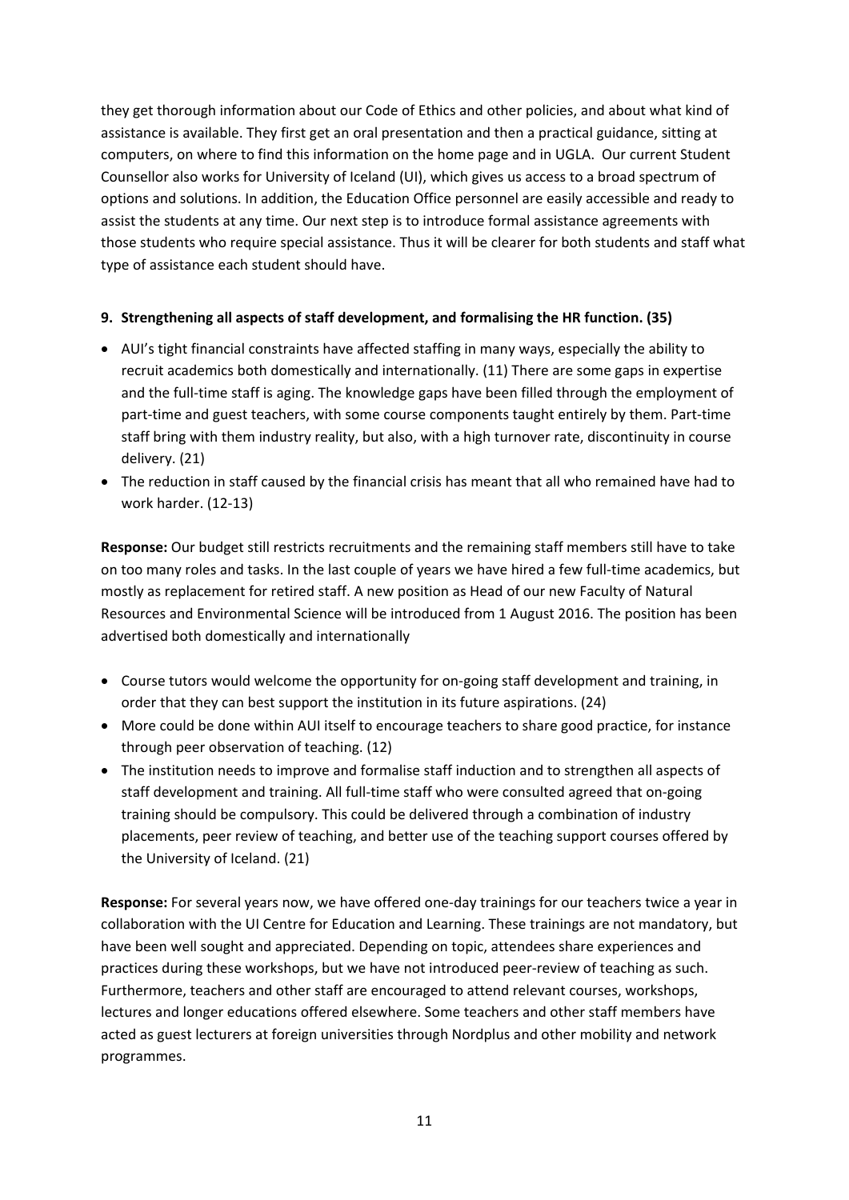they get thorough information about our Code of Ethics and other policies, and about what kind of assistance is available. They first get an oral presentation and then a practical guidance, sitting at computers, on where to find this information on the home page and in UGLA. Our current Student Counsellor also works for University of Iceland (UI), which gives us access to a broad spectrum of options and solutions. In addition, the Education Office personnel are easily accessible and ready to assist the students at any time. Our next step is to introduce formal assistance agreements with those students who require special assistance. Thus it will be clearer for both students and staff what type of assistance each student should have.

**9. Strengthening all aspects of staff development, and formalising the HR function. (35)**

- AUI's tight financial constraints have affected staffing in many ways, especially the ability to recruit academics both domestically and internationally. (11) There are some gaps in expertise and the full-time staff is aging. The knowledge gaps have been filled through the employment of part-time and guest teachers, with some course components taught entirely by them. Part-time staff bring with them industry reality, but also, with a high turnover rate, discontinuity in course delivery. (21)
- The reduction in staff caused by the financial crisis has meant that all who remained have had to work harder. (12-13)

**Response:** Our budget still restricts recruitments and the remaining staff members still have to take on too many roles and tasks. In the last couple of years we have hired a few full-time academics, but mostly as replacement for retired staff. A new position as Head of our new Faculty of Natural Resources and Environmental Science will be introduced from 1 August 2016. The position has been advertised both domestically and internationally

- Course tutors would welcome the opportunity for on-going staff development and training, in order that they can best support the institution in its future aspirations. (24)
- More could be done within AUI itself to encourage teachers to share good practice, for instance through peer observation of teaching. (12)
- The institution needs to improve and formalise staff induction and to strengthen all aspects of staff development and training. All full-time staff who were consulted agreed that on-going training should be compulsory. This could be delivered through a combination of industry placements, peer review of teaching, and better use of the teaching support courses offered by the University of Iceland. (21)

**Response:** For several years now, we have offered one-day trainings for our teachers twice a year in collaboration with the UI Centre for Education and Learning. These trainings are not mandatory, but have been well sought and appreciated. Depending on topic, attendees share experiences and practices during these workshops, but we have not introduced peer-review of teaching as such. Furthermore, teachers and other staff are encouraged to attend relevant courses, workshops, lectures and longer educations offered elsewhere. Some teachers and other staff members have acted as guest lecturers at foreign universities through Nordplus and other mobility and network programmes.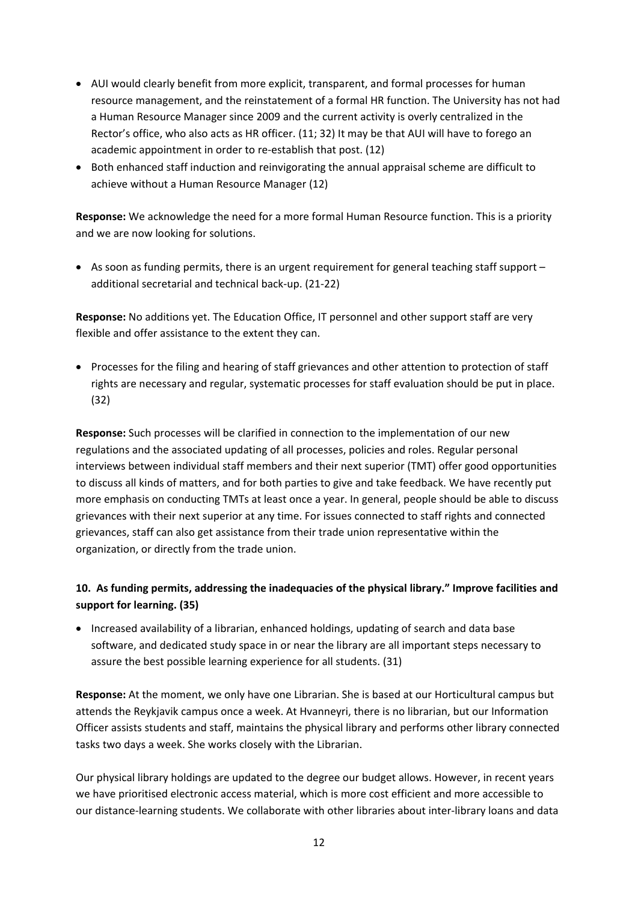- AUI would clearly benefit from more explicit, transparent, and formal processes for human resource management, and the reinstatement of a formal HR function. The University has not had a Human Resource Manager since 2009 and the current activity is overly centralized in the Rector's office, who also acts as HR officer. (11; 32) It may be that AUI will have to forego an academic appointment in order to re-establish that post. (12)
- Both enhanced staff induction and reinvigorating the annual appraisal scheme are difficult to achieve without a Human Resource Manager (12)

**Response:** We acknowledge the need for a more formal Human Resource function. This is a priority and we are now looking for solutions.

- As soon as funding permits, there is an urgent requirement for general teaching staff support – additional secretarial and technical back-up. (21-22)

**Response:** No additions yet. The Education Office, IT personnel and other support staff are very flexible and offer assistance to the extent they can.

- Processes for the filing and hearing of staff grievances and other attention to protection of staff rights are necessary and regular, systematic processes for staff evaluation should be put in place. (32)

**Response:** Such processes will be clarified in connection to the implementation of our new regulations and the associated updating of all processes, policies and roles. Regular personal interviews between individual staff members and their next superior (TMT) offer good opportunities to discuss all kinds of matters, and for both parties to give and take feedback. We have recently put more emphasis on conducting TMTs at least once a year. In general, people should be able to discuss grievances with their next superior at any time. For issues connected to staff rights and connected grievances, staff can also get assistance from their trade union representative within the organization, or directly from the trade union.

**10. As funding permits, addressing the inadequacies of the physical library." Improve facilities and support for learning. (35)**

- Increased availability of a librarian, enhanced holdings, updating of search and data base software, and dedicated study space in or near the library are all important steps necessary to assure the best possible learning experience for all students. (31)

**Response:** At the moment, we only have one Librarian. She is based at our Horticultural campus but attends the Reykjavik campus once a week. At Hvanneyri, there is no librarian, but our Information Officer assists students and staff, maintains the physical library and performs other library connected tasks two days a week. She works closely with the Librarian.

Our physical library holdings are updated to the degree our budget allows. However, in recent years we have prioritised electronic access material, which is more cost efficient and more accessible to our distance-learning students. We collaborate with other libraries about inter-library loans and data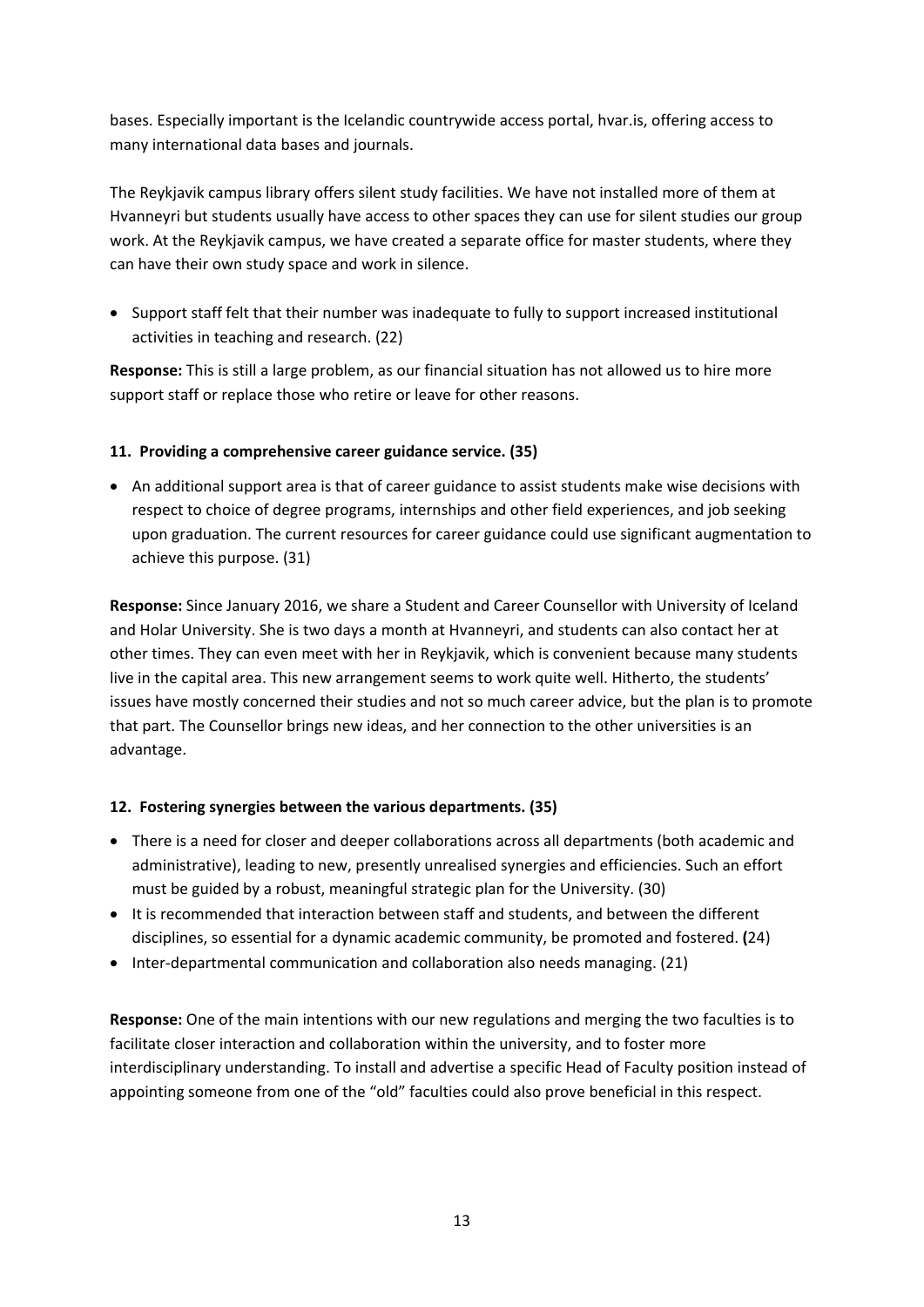bases. Especially important is the Icelandic countrywide access portal, hvar.is, offering access to many international data bases and journals.

The Reykjavik campus library offers silent study facilities. We have not installed more of them at Hvanneyri but students usually have access to other spaces they can use for silent studies our group work. At the Reykjavik campus, we have created a separate office for master students, where they can have their own study space and work in silence.

- Support staff felt that their number was inadequate to fully to support increased institutional activities in teaching and research. (22)

**Response:** This is still a large problem, as our financial situation has not allowed us to hire more support staff or replace those who retire or leave for other reasons.

#### 11. Providing a comprehensive career guidance service. (35)

- An additional support area is that of career guidance to assist students make wise decisions with respect to choice of degree programs, internships and other field experiences, and job seeking upon graduation. The current resources for career guidance could use significant augmentation to achieve this purpose. (31)

**Response:** Since January 2016, we share a Student and Career Counsellor with University of Iceland and Holar University. She is two days a month at Hvanneyri, and students can also contact her at other times. They can even meet with her in Reykjavik, which is convenient because many students live in the capital area. This new arrangement seems to work quite well. Hitherto, the students' issues have mostly concerned their studies and not so much career advice, but the plan is to promote that part. The Counsellor brings new ideas, and her connection to the other universities is an advantage.

#### 12. Fostering synergies between the various departments. (35)

- There is a need for closer and deeper collaborations across all departments (both academic and administrative), leading to new, presently unrealised synergies and efficiencies. Such an effort must be guided by a robust, meaningful strategic plan for the University. (30)
- It is recommended that interaction between staff and students, and between the different disciplines, so essential for a dynamic academic community, be promoted and fostered. (24)
- Inter-departmental communication and collaboration also needs managing. (21)

**Response:** One of the main intentions with our new regulations and merging the two faculties is to facilitate closer interaction and collaboration within the university, and to foster more interdisciplinary understanding. To install and advertise a specific Head of Faculty position instead of appointing someone from one of the "old" faculties could also prove beneficial in this respect.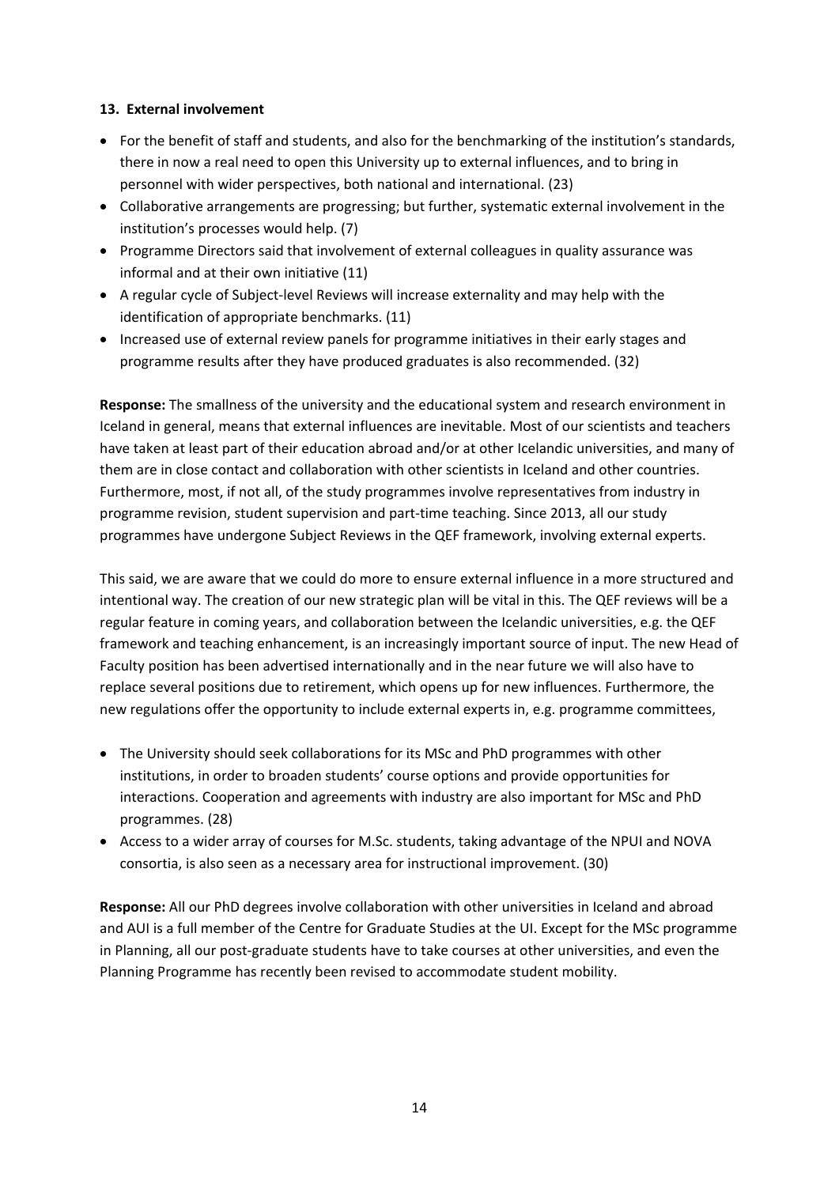**13. External involvement**

- For the benefit of staff and students, and also for the benchmarking of the institution's standards, there in now a real need to open this University up to external influences, and to bring in personnel with wider perspectives, both national and international. (23)
- Collaborative arrangements are progressing; but further, systematic external involvement in the institution's processes would help. (7)
- Programme Directors said that involvement of external colleagues in quality assurance was informal and at their own initiative (11)
- A regular cycle of Subject-level Reviews will increase externality and may help with the identification of appropriate benchmarks. (11)
- Increased use of external review panels for programme initiatives in their early stages and programme results after they have produced graduates is also recommended. (32)

**Response:** The smallness of the university and the educational system and research environment in Iceland in general, means that external influences are inevitable. Most of our scientists and teachers have taken at least part of their education abroad and/or at other Icelandic universities, and many of them are in close contact and collaboration with other scientists in Iceland and other countries. Furthermore, most, if not all, of the study programmes involve representatives from industry in programme revision, student supervision and part-time teaching. Since 2013, all our study programmes have undergone Subject Reviews in the QEF framework, involving external experts.

This said, we are aware that we could do more to ensure external influence in a more structured and intentional way. The creation of our new strategic plan will be vital in this. The QEF reviews will be a regular feature in coming years, and collaboration between the Icelandic universities, e.g. the QEF framework and teaching enhancement, is an increasingly important source of input. The new Head of Faculty position has been advertised internationally and in the near future we will also have to replace several positions due to retirement, which opens up for new influences. Furthermore, the new regulations offer the opportunity to include external experts in, e.g. programme committees,

- The University should seek collaborations for its MSc and PhD programmes with other institutions, in order to broaden students' course options and provide opportunities for interactions. Cooperation and agreements with industry are also important for MSc and PhD programmes. (28)
- Access to a wider array of courses for M.Sc. students, taking advantage of the NPUI and NOVA consortia, is also seen as a necessary area for instructional improvement. (30)

**Response:** All our PhD degrees involve collaboration with other universities in Iceland and abroad and AUI is a full member of the Centre for Graduate Studies at the UI. Except for the MSc programme in Planning, all our post-graduate students have to take courses at other universities, and even the Planning Programme has recently been revised to accommodate student mobility.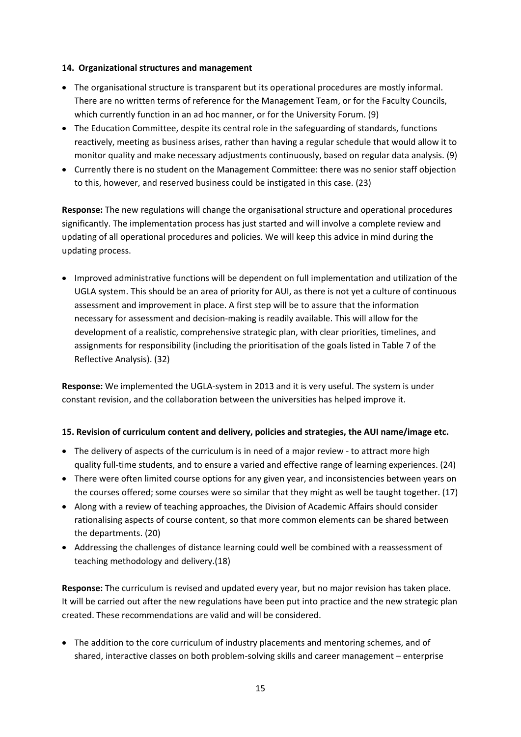#### 14. Organizational structures and management

- The organisational structure is transparent but its operational procedures are mostly informal. There are no written terms of reference for the Management Team, or for the Faculty Councils, which currently function in an ad hoc manner, or for the University Forum. (9)
- The Education Committee, despite its central role in the safeguarding of standards, functions reactively, meeting as business arises, rather than having a regular schedule that would allow it to monitor quality and make necessary adjustments continuously, based on regular data analysis. (9)
- Currently there is no student on the Management Committee: there was no senior staff objection to this, however, and reserved business could be instigated in this case. (23)

**Response:** The new regulations will change the organisational structure and operational procedures significantly. The implementation process has just started and will involve a complete review and updating of all operational procedures and policies. We will keep this advice in mind during the updating process.

- Improved administrative functions will be dependent on full implementation and utilization of the UGLA system. This should be an area of priority for AUI, as there is not yet a culture of continuous assessment and improvement in place. A first step will be to assure that the information necessary for assessment and decision-making is readily available. This will allow for the development of a realistic, comprehensive strategic plan, with clear priorities, timelines, and assignments for responsibility (including the prioritisation of the goals listed in Table 7 of the Reflective Analysis). (32)

**Response:** We implemented the UGLA-system in 2013 and it is very useful. The system is under constant revision, and the collaboration between the universities has helped improve it.

#### 15. Revision of curriculum content and delivery, policies and strategies, the AUI name/image etc.

- The delivery of aspects of the curriculum is in need of a major review - to attract more high quality full-time students, and to ensure a varied and effective range of learning experiences. (24)
- There were often limited course options for any given year, and inconsistencies between years on the courses offered; some courses were so similar that they might as well be taught together. (17)
- Along with a review of teaching approaches, the Division of Academic Affairs should consider rationalising aspects of course content, so that more common elements can be shared between the departments. (20)
- Addressing the challenges of distance learning could well be combined with a reassessment of teaching methodology and delivery.(18)

**Response:** The curriculum is revised and updated every year, but no major revision has taken place. It will be carried out after the new regulations have been put into practice and the new strategic plan created. These recommendations are valid and will be considered.

- The addition to the core curriculum of industry placements and mentoring schemes, and of shared, interactive classes on both problem-solving skills and career management – enterprise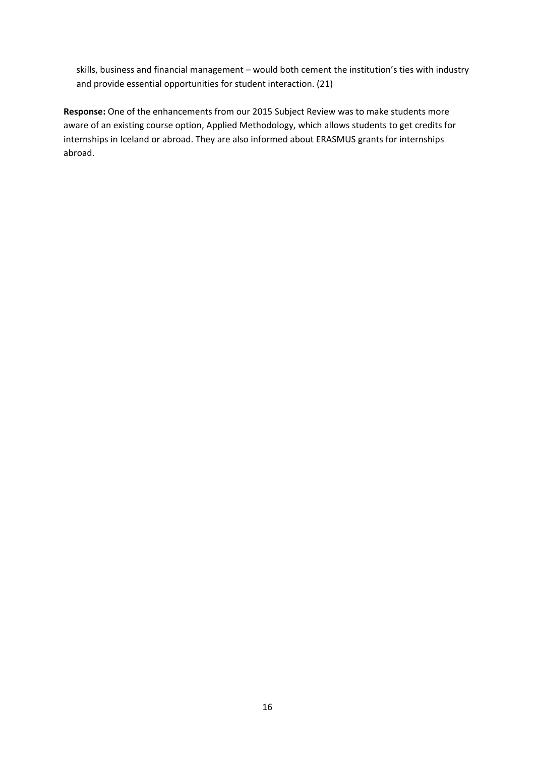skills, business and financial management – would both cement the institution's ties with industry and provide essential opportunities for student interaction. (21)

**Response:** One of the enhancements from our 2015 Subject Review was to make students more aware of an existing course option, Applied Methodology, which allows students to get credits for internships in Iceland or abroad. They are also informed about ERASMUS grants for internships abroad.